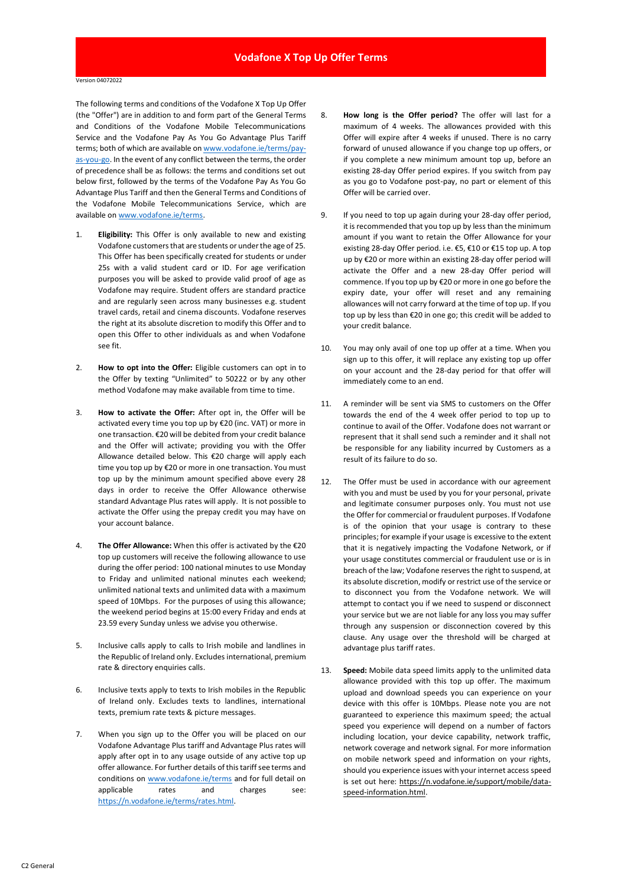# Vodafone X Top Up Offer Terms

Version 04072022

The following terms and conditions of the Vodafone X Top Up Offer (the "Offer") are in addition to and form part of the General Terms and Conditions of the Vodafone Mobile Telecommunications Service and the Vodafone Pay As You Go Advantage Plus Tariff terms; both of which are available on www.vodafone.ie/terms/pay-as-you-go. In the event of any conflict between the terms, the order of precedence shall be as follows: the terms and conditions set out below first, followed by the terms of the Vodafone Pay As You Go Advantage Plus Tariff and then the General Terms and Conditions of the Vodafone Mobile Telecommunications Service, which are available on www.vodafone.ie/terms.

1. **Eligibility:** This Offer is only available to new and existing Vodafone customers that are students or under the age of 25. This Offer has been specifically created for students or under 25s with a valid student card or ID. For age verification purposes you will be asked to provide valid proof of age as Vodafone may require. Student offers are standard practice and are regularly seen across many businesses e.g. student travel cards, retail and cinema discounts. Vodafone reserves the right at its absolute discretion to modify this Offer and to open this Offer to other individuals as and when Vodafone see fit.

2. **How to opt into the Offer:** Eligible customers can opt in to the Offer by texting "Unlimited" to 50222 or by any other method Vodafone may make available from time to time.

3. **How to activate the Offer:** After opt in, the Offer will be activated every time you top up by €20 (inc. VAT) or more in one transaction. €20 will be debited from your credit balance and the Offer will activate; providing you with the Offer Allowance detailed below. This €20 charge will apply each time you top up by €20 or more in one transaction. You must top up by the minimum amount specified above every 28 days in order to receive the Offer Allowance otherwise standard Advantage Plus rates will apply. It is not possible to activate the Offer using the prepay credit you may have on your account balance.

4. **The Offer Allowance:** When this offer is activated by the €20 top up customers will receive the following allowance to use during the offer period: 100 national minutes to use Monday to Friday and unlimited national minutes each weekend; unlimited national texts and unlimited data with a maximum speed of 10Mbps. For the purposes of using this allowance; the weekend period begins at 15:00 every Friday and ends at 23.59 every Sunday unless we advise you otherwise.

5. Inclusive calls apply to calls to Irish mobile and landlines in the Republic of Ireland only. Excludes international, premium rate & directory enquiries calls.

6. Inclusive texts apply to texts to Irish mobiles in the Republic of Ireland only. Excludes texts to landlines, international texts, premium rate texts & picture messages.

7. When you sign up to the Offer you will be placed on our Vodafone Advantage Plus tariff and Advantage Plus rates will apply after opt in to any usage outside of any active top up offer allowance. For further details of this tariff see terms and conditions on www.vodafone.ie/terms and for full detail on applicable rates and charges see: https://n.vodafone.ie/terms/rates.html.

8. **How long is the Offer period?** The offer will last for a maximum of 4 weeks. The allowances provided with this Offer will expire after 4 weeks if unused. There is no carry forward of unused allowance if you change top up offers, or if you complete a new minimum amount top up, before an existing 28-day Offer period expires. If you switch from pay as you go to Vodafone post-pay, no part or element of this Offer will be carried over.

9. If you need to top up again during your 28-day offer period, it is recommended that you top up by less than the minimum amount if you want to retain the Offer Allowance for your existing 28-day Offer period. i.e. €5, €10 or €15 top up. A top up by €20 or more within an existing 28-day offer period will activate the Offer and a new 28-day Offer period will commence. If you top up by €20 or more in one go before the expiry date, your offer will reset and any remaining allowances will not carry forward at the time of top up. If you top up by less than €20 in one go; this credit will be added to your credit balance.

10. You may only avail of one top up offer at a time. When you sign up to this offer, it will replace any existing top up offer on your account and the 28-day period for that offer will immediately come to an end.

11. A reminder will be sent via SMS to customers on the Offer towards the end of the 4 week offer period to top up to continue to avail of the Offer. Vodafone does not warrant or represent that it shall send such a reminder and it shall not be responsible for any liability incurred by Customers as a result of its failure to do so.

12. The Offer must be used in accordance with our agreement with you and must be used by you for your personal, private and legitimate consumer purposes only. You must not use the Offer for commercial or fraudulent purposes. If Vodafone is of the opinion that your usage is contrary to these principles; for example if your usage is excessive to the extent that it is negatively impacting the Vodafone Network, or if your usage constitutes commercial or fraudulent use or is in breach of the law; Vodafone reserves the right to suspend, at its absolute discretion, modify or restrict use of the service or to disconnect you from the Vodafone network. We will attempt to contact you if we need to suspend or disconnect your service but we are not liable for any loss you may suffer through any suspension or disconnection covered by this clause. Any usage over the threshold will be charged at advantage plus tariff rates.

13. **Speed:** Mobile data speed limits apply to the unlimited data allowance provided with this top up offer. The maximum upload and download speeds you can experience on your device with this offer is 10Mbps. Please note you are not guaranteed to experience this maximum speed; the actual speed you experience will depend on a number of factors including location, your device capability, network traffic, network coverage and network signal. For more information on mobile network speed and information on your rights, should you experience issues with your internet access speed is set out here: https://n.vodafone.ie/support/mobile/data-speed-information.html.

C2 General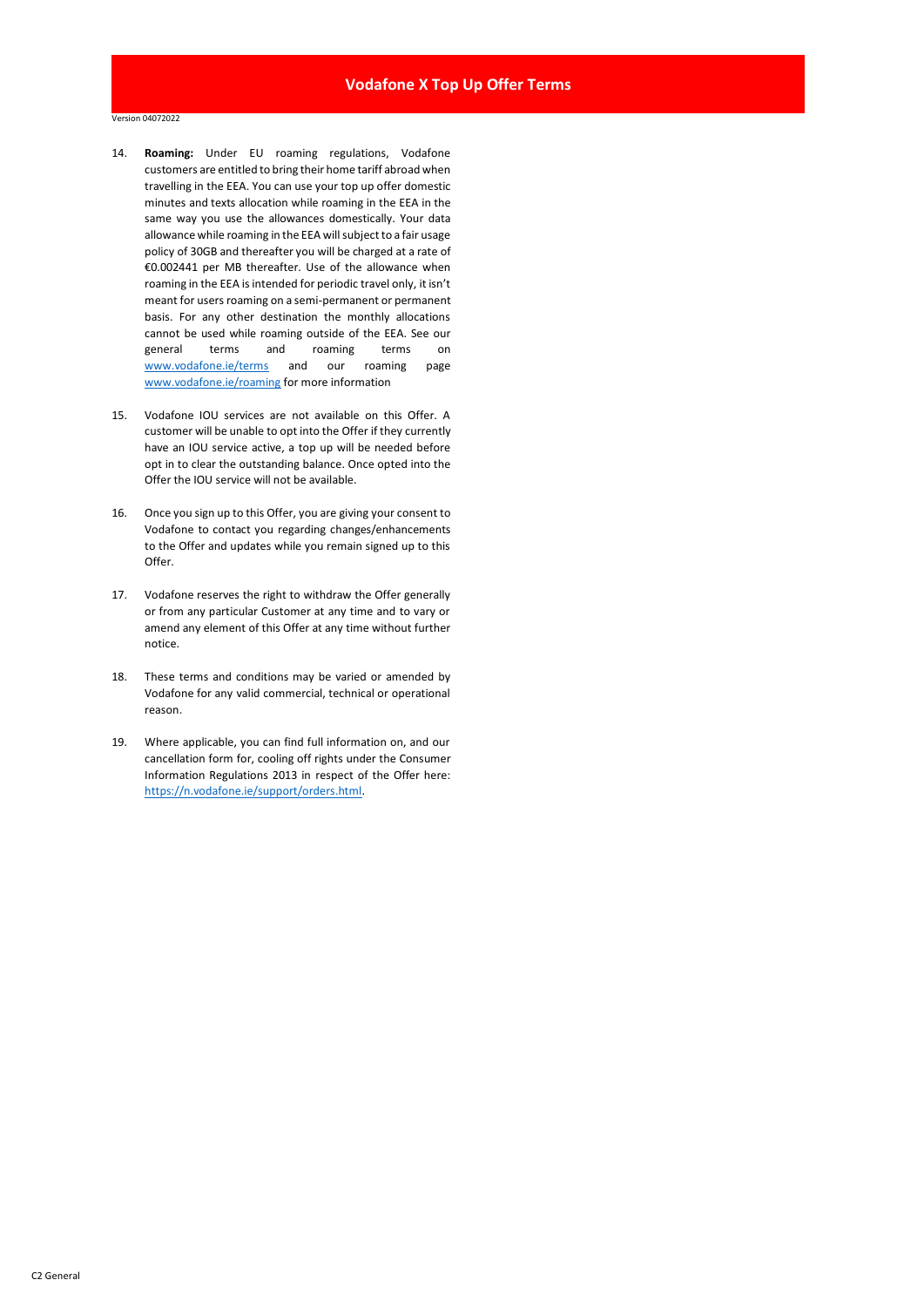14. **Roaming:** Under EU roaming regulations, Vodafone customers are entitled to bring their home tariff abroad when travelling in the EEA. You can use your top up offer domestic minutes and texts allocation while roaming in the EEA in the same way you use the allowances domestically. Your data allowance while roaming in the EEA will subject to a fair usage policy of 30GB and thereafter you will be charged at a rate of €0.002441 per MB thereafter. Use of the allowance when roaming in the EEA is intended for periodic travel only, it isn't meant for users roaming on a semi-permanent or permanent basis. For any other destination the monthly allocations cannot be used while roaming outside of the EEA. See our general terms and roaming terms on www.vodafone.ie/terms and our roaming page www.vodafone.ie/roaming for more information

15. Vodafone IOU services are not available on this Offer. A customer will be unable to opt into the Offer if they currently have an IOU service active, a top up will be needed before opt in to clear the outstanding balance. Once opted into the Offer the IOU service will not be available.

16. Once you sign up to this Offer, you are giving your consent to Vodafone to contact you regarding changes/enhancements to the Offer and updates while you remain signed up to this Offer.

17. Vodafone reserves the right to withdraw the Offer generally or from any particular Customer at any time and to vary or amend any element of this Offer at any time without further notice.

18. These terms and conditions may be varied or amended by Vodafone for any valid commercial, technical or operational reason.

19. Where applicable, you can find full information on, and our cancellation form for, cooling off rights under the Consumer Information Regulations 2013 in respect of the Offer here: https://n.vodafone.ie/support/orders.html.